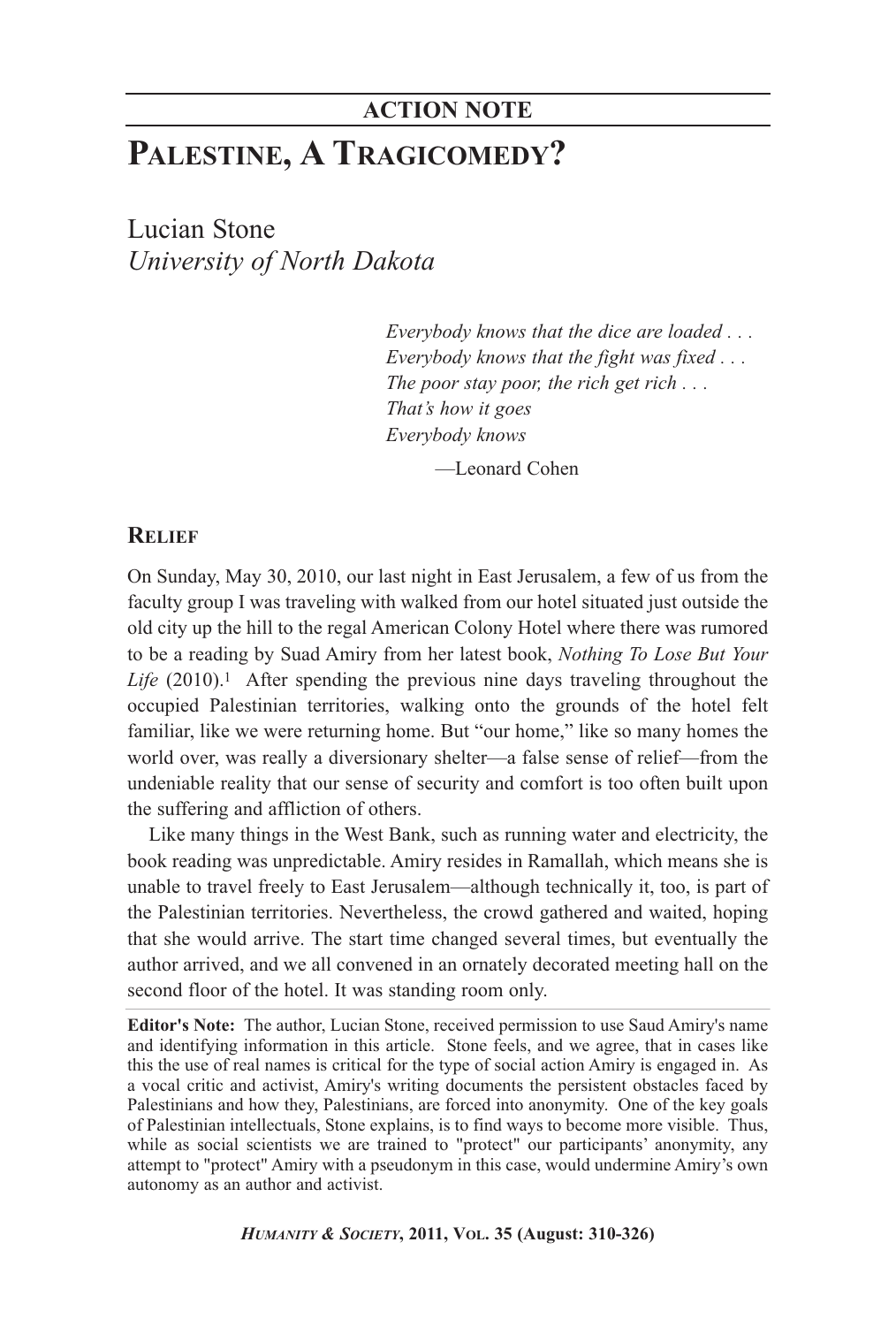**ACTION NOTE**

# PALESTINE, A TRAGICOMEDY?

Lucian Stone
*University of North Dakota*

> *Everybody knows that the dice are loaded . . .*
> *Everybody knows that the fight was fixed . . .*
> *The poor stay poor, the rich get rich . . .*
> *That's how it goes*
> *Everybody knows*
>
> —Leonard Cohen

## RELIEF

On Sunday, May 30, 2010, our last night in East Jerusalem, a few of us from the faculty group I was traveling with walked from our hotel situated just outside the old city up the hill to the regal American Colony Hotel where there was rumored to be a reading by Suad Amiry from her latest book, *Nothing To Lose But Your Life* (2010).[1] After spending the previous nine days traveling throughout the occupied Palestinian territories, walking onto the grounds of the hotel felt familiar, like we were returning home. But "our home," like so many homes the world over, was really a diversionary shelter—a false sense of relief—from the undeniable reality that our sense of security and comfort is too often built upon the suffering and affliction of others.

Like many things in the West Bank, such as running water and electricity, the book reading was unpredictable. Amiry resides in Ramallah, which means she is unable to travel freely to East Jerusalem—although technically it, too, is part of the Palestinian territories. Nevertheless, the crowd gathered and waited, hoping that she would arrive. The start time changed several times, but eventually the author arrived, and we all convened in an ornately decorated meeting hall on the second floor of the hotel. It was standing room only.

**Editor's Note:** The author, Lucian Stone, received permission to use Saud Amiry's name and identifying information in this article. Stone feels, and we agree, that in cases like this the use of real names is critical for the type of social action Amiry is engaged in. As a vocal critic and activist, Amiry's writing documents the persistent obstacles faced by Palestinians and how they, Palestinians, are forced into anonymity. One of the key goals of Palestinian intellectuals, Stone explains, is to find ways to become more visible. Thus, while as social scientists we are trained to "protect" our participants' anonymity, any attempt to "protect" Amiry with a pseudonym in this case, would undermine Amiry's own autonomy as an author and activist.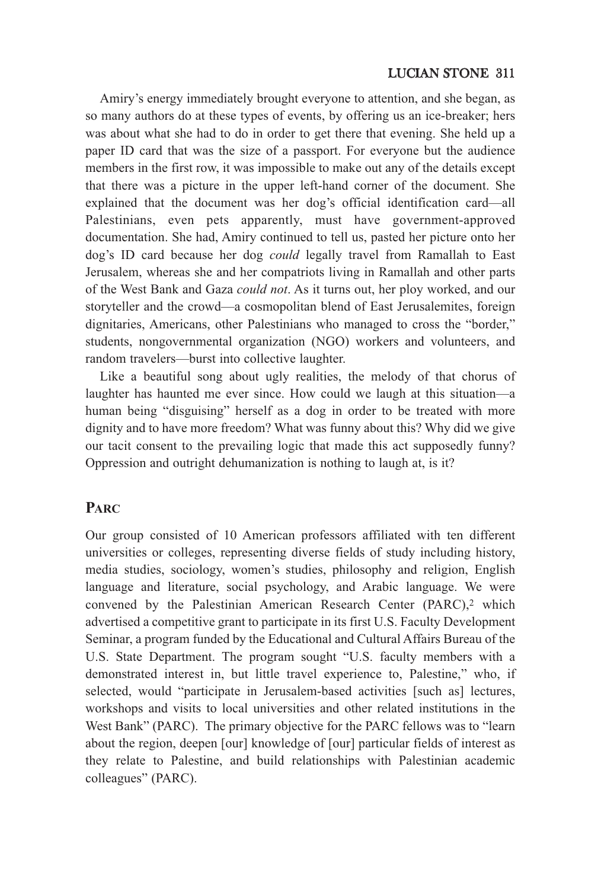Amiry's energy immediately brought everyone to attention, and she began, as so many authors do at these types of events, by offering us an ice-breaker; hers was about what she had to do in order to get there that evening. She held up a paper ID card that was the size of a passport. For everyone but the audience members in the first row, it was impossible to make out any of the details except that there was a picture in the upper left-hand corner of the document. She explained that the document was her dog's official identification card—all Palestinians, even pets apparently, must have government-approved documentation. She had, Amiry continued to tell us, pasted her picture onto her dog's ID card because her dog *could* legally travel from Ramallah to East Jerusalem, whereas she and her compatriots living in Ramallah and other parts of the West Bank and Gaza *could not*. As it turns out, her ploy worked, and our storyteller and the crowd—a cosmopolitan blend of East Jerusalemites, foreign dignitaries, Americans, other Palestinians who managed to cross the "border," students, nongovernmental organization (NGO) workers and volunteers, and random travelers—burst into collective laughter.

Like a beautiful song about ugly realities, the melody of that chorus of laughter has haunted me ever since. How could we laugh at this situation—a human being "disguising" herself as a dog in order to be treated with more dignity and to have more freedom? What was funny about this? Why did we give our tacit consent to the prevailing logic that made this act supposedly funny? Oppression and outright dehumanization is nothing to laugh at, is it?

## PARC

Our group consisted of 10 American professors affiliated with ten different universities or colleges, representing diverse fields of study including history, media studies, sociology, women's studies, philosophy and religion, English language and literature, social psychology, and Arabic language. We were convened by the Palestinian American Research Center (PARC),[2] which advertised a competitive grant to participate in its first U.S. Faculty Development Seminar, a program funded by the Educational and Cultural Affairs Bureau of the U.S. State Department. The program sought "U.S. faculty members with a demonstrated interest in, but little travel experience to, Palestine," who, if selected, would "participate in Jerusalem-based activities [such as] lectures, workshops and visits to local universities and other related institutions in the West Bank" (PARC). The primary objective for the PARC fellows was to "learn about the region, deepen [our] knowledge of [our] particular fields of interest as they relate to Palestine, and build relationships with Palestinian academic colleagues" (PARC).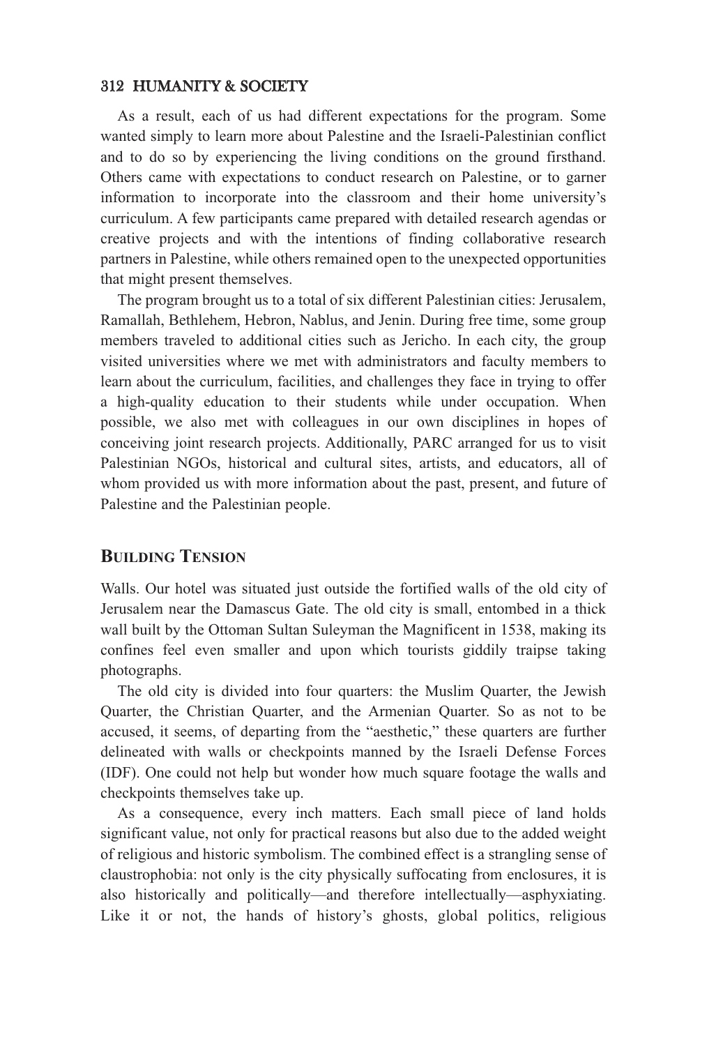As a result, each of us had different expectations for the program. Some wanted simply to learn more about Palestine and the Israeli-Palestinian conflict and to do so by experiencing the living conditions on the ground firsthand. Others came with expectations to conduct research on Palestine, or to garner information to incorporate into the classroom and their home university's curriculum. A few participants came prepared with detailed research agendas or creative projects and with the intentions of finding collaborative research partners in Palestine, while others remained open to the unexpected opportunities that might present themselves.

The program brought us to a total of six different Palestinian cities: Jerusalem, Ramallah, Bethlehem, Hebron, Nablus, and Jenin. During free time, some group members traveled to additional cities such as Jericho. In each city, the group visited universities where we met with administrators and faculty members to learn about the curriculum, facilities, and challenges they face in trying to offer a high-quality education to their students while under occupation. When possible, we also met with colleagues in our own disciplines in hopes of conceiving joint research projects. Additionally, PARC arranged for us to visit Palestinian NGOs, historical and cultural sites, artists, and educators, all of whom provided us with more information about the past, present, and future of Palestine and the Palestinian people.

## Building Tension

Walls. Our hotel was situated just outside the fortified walls of the old city of Jerusalem near the Damascus Gate. The old city is small, entombed in a thick wall built by the Ottoman Sultan Suleyman the Magnificent in 1538, making its confines feel even smaller and upon which tourists giddily traipse taking photographs.

The old city is divided into four quarters: the Muslim Quarter, the Jewish Quarter, the Christian Quarter, and the Armenian Quarter. So as not to be accused, it seems, of departing from the "aesthetic," these quarters are further delineated with walls or checkpoints manned by the Israeli Defense Forces (IDF). One could not help but wonder how much square footage the walls and checkpoints themselves take up.

As a consequence, every inch matters. Each small piece of land holds significant value, not only for practical reasons but also due to the added weight of religious and historic symbolism. The combined effect is a strangling sense of claustrophobia: not only is the city physically suffocating from enclosures, it is also historically and politically—and therefore intellectually—asphyxiating. Like it or not, the hands of history's ghosts, global politics, religious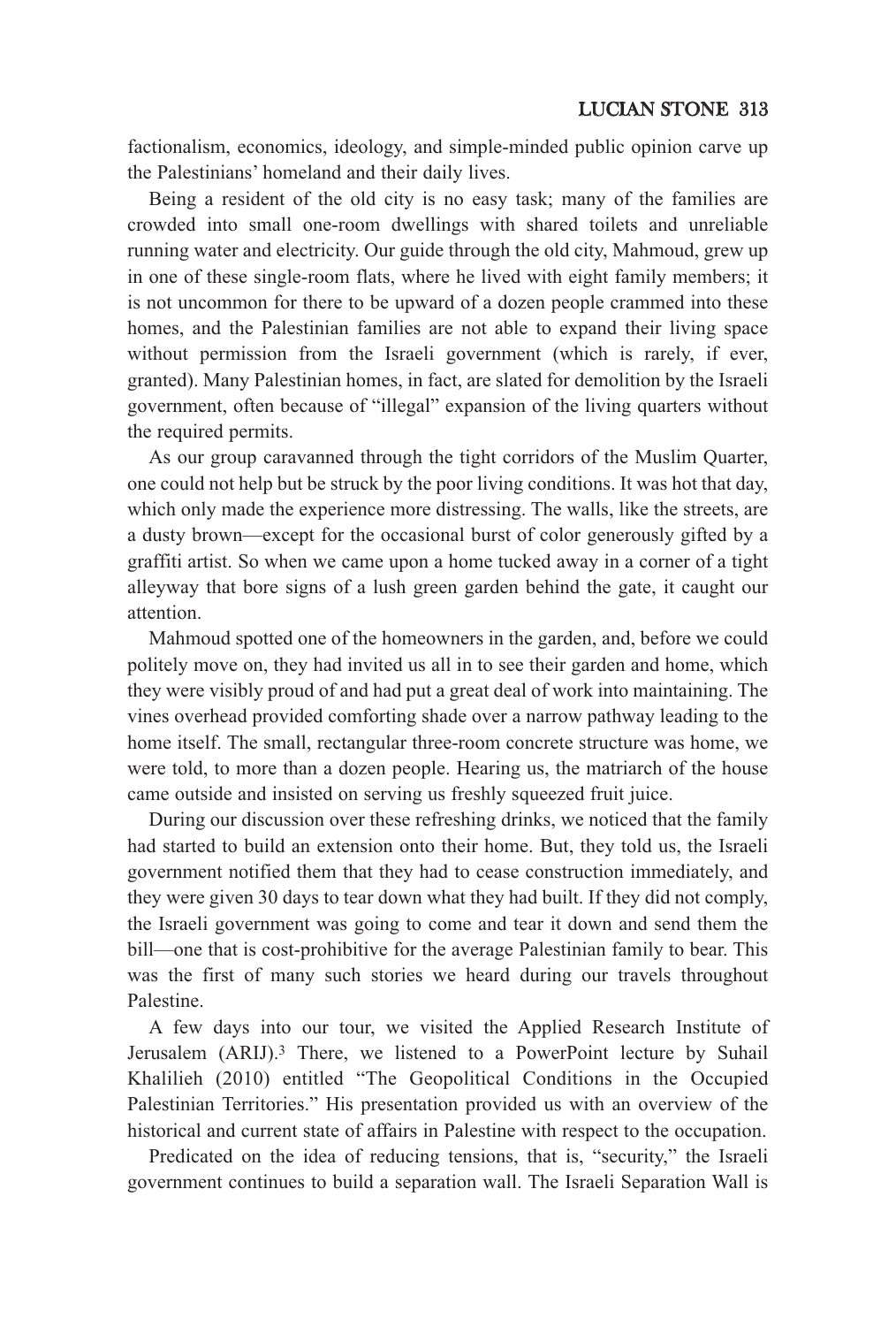factionalism, economics, ideology, and simple-minded public opinion carve up the Palestinians' homeland and their daily lives.

Being a resident of the old city is no easy task; many of the families are crowded into small one-room dwellings with shared toilets and unreliable running water and electricity. Our guide through the old city, Mahmoud, grew up in one of these single-room flats, where he lived with eight family members; it is not uncommon for there to be upward of a dozen people crammed into these homes, and the Palestinian families are not able to expand their living space without permission from the Israeli government (which is rarely, if ever, granted). Many Palestinian homes, in fact, are slated for demolition by the Israeli government, often because of "illegal" expansion of the living quarters without the required permits.

As our group caravanned through the tight corridors of the Muslim Quarter, one could not help but be struck by the poor living conditions. It was hot that day, which only made the experience more distressing. The walls, like the streets, are a dusty brown—except for the occasional burst of color generously gifted by a graffiti artist. So when we came upon a home tucked away in a corner of a tight alleyway that bore signs of a lush green garden behind the gate, it caught our attention.

Mahmoud spotted one of the homeowners in the garden, and, before we could politely move on, they had invited us all in to see their garden and home, which they were visibly proud of and had put a great deal of work into maintaining. The vines overhead provided comforting shade over a narrow pathway leading to the home itself. The small, rectangular three-room concrete structure was home, we were told, to more than a dozen people. Hearing us, the matriarch of the house came outside and insisted on serving us freshly squeezed fruit juice.

During our discussion over these refreshing drinks, we noticed that the family had started to build an extension onto their home. But, they told us, the Israeli government notified them that they had to cease construction immediately, and they were given 30 days to tear down what they had built. If they did not comply, the Israeli government was going to come and tear it down and send them the bill—one that is cost-prohibitive for the average Palestinian family to bear. This was the first of many such stories we heard during our travels throughout Palestine.

A few days into our tour, we visited the Applied Research Institute of Jerusalem (ARIJ).[3] There, we listened to a PowerPoint lecture by Suhail Khalilieh (2010) entitled "The Geopolitical Conditions in the Occupied Palestinian Territories." His presentation provided us with an overview of the historical and current state of affairs in Palestine with respect to the occupation.

Predicated on the idea of reducing tensions, that is, "security," the Israeli government continues to build a separation wall. The Israeli Separation Wall is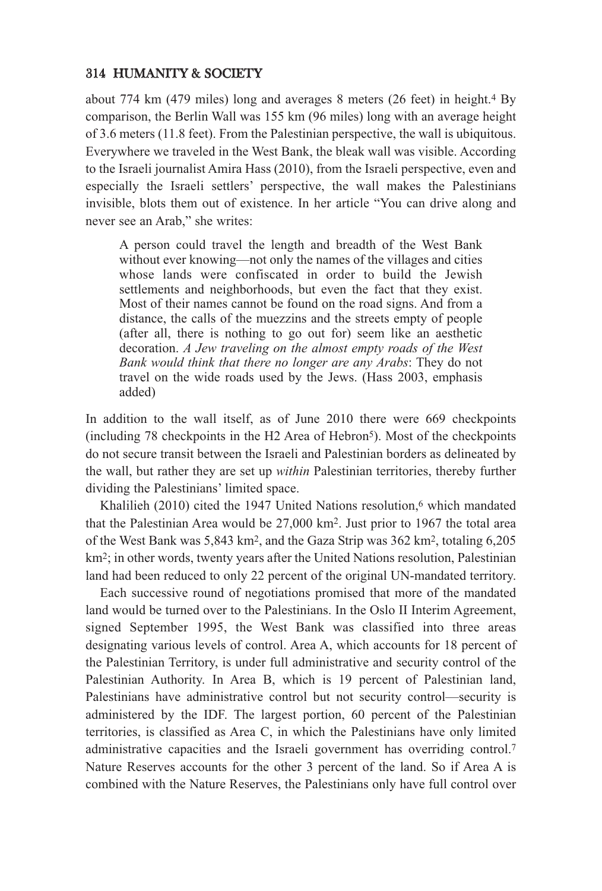about 774 km (479 miles) long and averages 8 meters (26 feet) in height.[4] By comparison, the Berlin Wall was 155 km (96 miles) long with an average height of 3.6 meters (11.8 feet). From the Palestinian perspective, the wall is ubiquitous. Everywhere we traveled in the West Bank, the bleak wall was visible. According to the Israeli journalist Amira Hass (2010), from the Israeli perspective, even and especially the Israeli settlers' perspective, the wall makes the Palestinians invisible, blots them out of existence. In her article "You can drive along and never see an Arab," she writes:

> A person could travel the length and breadth of the West Bank without ever knowing—not only the names of the villages and cities whose lands were confiscated in order to build the Jewish settlements and neighborhoods, but even the fact that they exist. Most of their names cannot be found on the road signs. And from a distance, the calls of the muezzins and the streets empty of people (after all, there is nothing to go out for) seem like an aesthetic decoration. *A Jew traveling on the almost empty roads of the West Bank would think that there no longer are any Arabs*: They do not travel on the wide roads used by the Jews. (Hass 2003, emphasis added)

In addition to the wall itself, as of June 2010 there were 669 checkpoints (including 78 checkpoints in the H2 Area of Hebron[5]). Most of the checkpoints do not secure transit between the Israeli and Palestinian borders as delineated by the wall, but rather they are set up *within* Palestinian territories, thereby further dividing the Palestinians' limited space.

Khalilieh (2010) cited the 1947 United Nations resolution,[6] which mandated that the Palestinian Area would be 27,000 km$^2$. Just prior to 1967 the total area of the West Bank was 5,843 km$^2$, and the Gaza Strip was 362 km$^2$, totaling 6,205 km$^2$; in other words, twenty years after the United Nations resolution, Palestinian land had been reduced to only 22 percent of the original UN-mandated territory.

Each successive round of negotiations promised that more of the mandated land would be turned over to the Palestinians. In the Oslo II Interim Agreement, signed September 1995, the West Bank was classified into three areas designating various levels of control. Area A, which accounts for 18 percent of the Palestinian Territory, is under full administrative and security control of the Palestinian Authority. In Area B, which is 19 percent of Palestinian land, Palestinians have administrative control but not security control—security is administered by the IDF. The largest portion, 60 percent of the Palestinian territories, is classified as Area C, in which the Palestinians have only limited administrative capacities and the Israeli government has overriding control.[7] Nature Reserves accounts for the other 3 percent of the land. So if Area A is combined with the Nature Reserves, the Palestinians only have full control over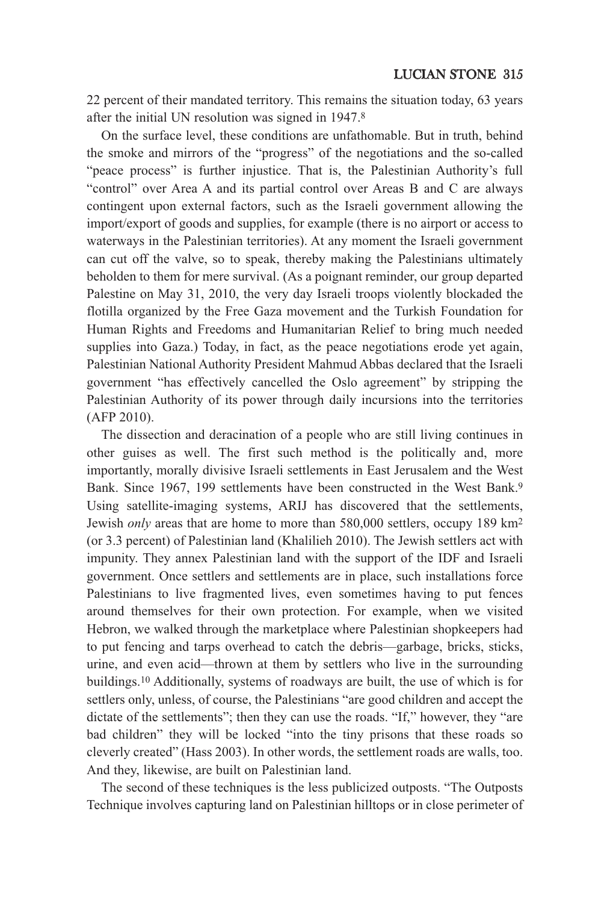22 percent of their mandated territory. This remains the situation today, 63 years after the initial UN resolution was signed in 1947.[8]

On the surface level, these conditions are unfathomable. But in truth, behind the smoke and mirrors of the "progress" of the negotiations and the so-called "peace process" is further injustice. That is, the Palestinian Authority's full "control" over Area A and its partial control over Areas B and C are always contingent upon external factors, such as the Israeli government allowing the import/export of goods and supplies, for example (there is no airport or access to waterways in the Palestinian territories). At any moment the Israeli government can cut off the valve, so to speak, thereby making the Palestinians ultimately beholden to them for mere survival. (As a poignant reminder, our group departed Palestine on May 31, 2010, the very day Israeli troops violently blockaded the flotilla organized by the Free Gaza movement and the Turkish Foundation for Human Rights and Freedoms and Humanitarian Relief to bring much needed supplies into Gaza.) Today, in fact, as the peace negotiations erode yet again, Palestinian National Authority President Mahmud Abbas declared that the Israeli government "has effectively cancelled the Oslo agreement" by stripping the Palestinian Authority of its power through daily incursions into the territories (AFP 2010).

The dissection and deracination of a people who are still living continues in other guises as well. The first such method is the politically and, more importantly, morally divisive Israeli settlements in East Jerusalem and the West Bank. Since 1967, 199 settlements have been constructed in the West Bank.[9] Using satellite-imaging systems, ARIJ has discovered that the settlements, Jewish *only* areas that are home to more than 580,000 settlers, occupy 189 km$^2$ (or 3.3 percent) of Palestinian land (Khalilieh 2010). The Jewish settlers act with impunity. They annex Palestinian land with the support of the IDF and Israeli government. Once settlers and settlements are in place, such installations force Palestinians to live fragmented lives, even sometimes having to put fences around themselves for their own protection. For example, when we visited Hebron, we walked through the marketplace where Palestinian shopkeepers had to put fencing and tarps overhead to catch the debris—garbage, bricks, sticks, urine, and even acid—thrown at them by settlers who live in the surrounding buildings.[10] Additionally, systems of roadways are built, the use of which is for settlers only, unless, of course, the Palestinians "are good children and accept the dictate of the settlements"; then they can use the roads. "If," however, they "are bad children" they will be locked "into the tiny prisons that these roads so cleverly created" (Hass 2003). In other words, the settlement roads are walls, too. And they, likewise, are built on Palestinian land.

The second of these techniques is the less publicized outposts. "The Outposts Technique involves capturing land on Palestinian hilltops or in close perimeter of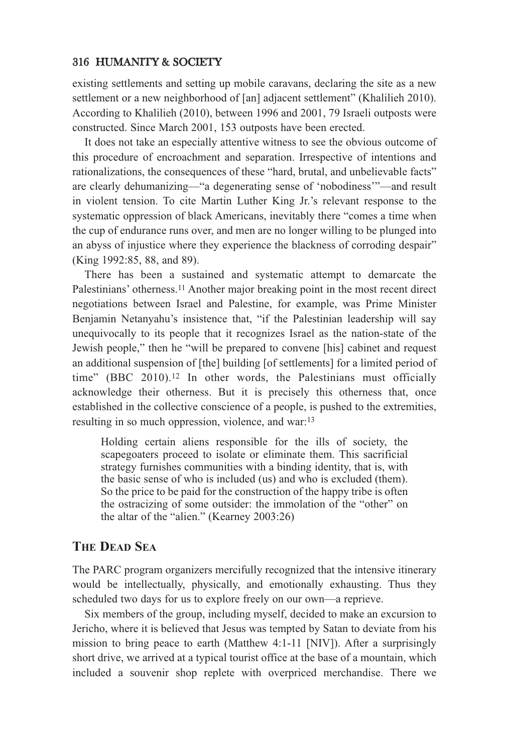existing settlements and setting up mobile caravans, declaring the site as a new settlement or a new neighborhood of [an] adjacent settlement" (Khalilieh 2010). According to Khalilieh (2010), between 1996 and 2001, 79 Israeli outposts were constructed. Since March 2001, 153 outposts have been erected.

It does not take an especially attentive witness to see the obvious outcome of this procedure of encroachment and separation. Irrespective of intentions and rationalizations, the consequences of these "hard, brutal, and unbelievable facts" are clearly dehumanizing—"a degenerating sense of 'nobodiness'"—and result in violent tension. To cite Martin Luther King Jr.'s relevant response to the systematic oppression of black Americans, inevitably there "comes a time when the cup of endurance runs over, and men are no longer willing to be plunged into an abyss of injustice where they experience the blackness of corroding despair" (King 1992:85, 88, and 89).

There has been a sustained and systematic attempt to demarcate the Palestinians' otherness.[11] Another major breaking point in the most recent direct negotiations between Israel and Palestine, for example, was Prime Minister Benjamin Netanyahu's insistence that, "if the Palestinian leadership will say unequivocally to its people that it recognizes Israel as the nation-state of the Jewish people," then he "will be prepared to convene [his] cabinet and request an additional suspension of [the] building [of settlements] for a limited period of time" (BBC 2010).[12] In other words, the Palestinians must officially acknowledge their otherness. But it is precisely this otherness that, once established in the collective conscience of a people, is pushed to the extremities, resulting in so much oppression, violence, and war:[13]

> Holding certain aliens responsible for the ills of society, the scapegoaters proceed to isolate or eliminate them. This sacrificial strategy furnishes communities with a binding identity, that is, with the basic sense of who is included (us) and who is excluded (them). So the price to be paid for the construction of the happy tribe is often the ostracizing of some outsider: the immolation of the "other" on the altar of the "alien." (Kearney 2003:26)

## The Dead Sea

The PARC program organizers mercifully recognized that the intensive itinerary would be intellectually, physically, and emotionally exhausting. Thus they scheduled two days for us to explore freely on our own—a reprieve.

Six members of the group, including myself, decided to make an excursion to Jericho, where it is believed that Jesus was tempted by Satan to deviate from his mission to bring peace to earth (Matthew 4:1-11 [NIV]). After a surprisingly short drive, we arrived at a typical tourist office at the base of a mountain, which included a souvenir shop replete with overpriced merchandise. There we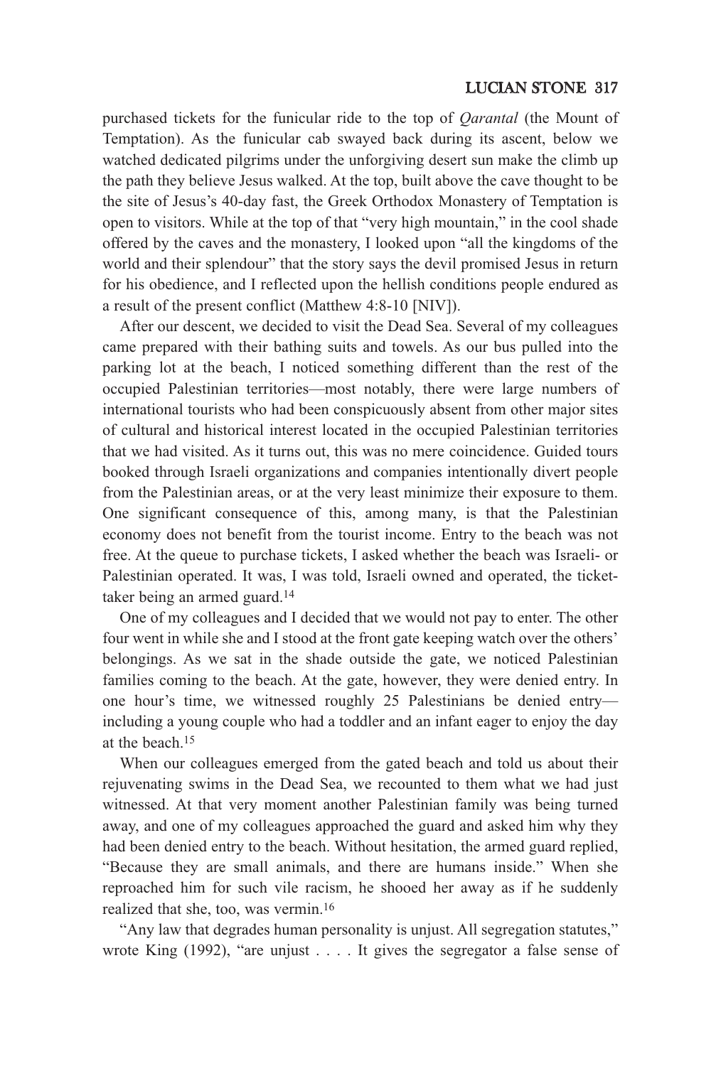purchased tickets for the funicular ride to the top of *Qarantal* (the Mount of Temptation). As the funicular cab swayed back during its ascent, below we watched dedicated pilgrims under the unforgiving desert sun make the climb up the path they believe Jesus walked. At the top, built above the cave thought to be the site of Jesus's 40-day fast, the Greek Orthodox Monastery of Temptation is open to visitors. While at the top of that "very high mountain," in the cool shade offered by the caves and the monastery, I looked upon "all the kingdoms of the world and their splendour" that the story says the devil promised Jesus in return for his obedience, and I reflected upon the hellish conditions people endured as a result of the present conflict (Matthew 4:8-10 [NIV]).

After our descent, we decided to visit the Dead Sea. Several of my colleagues came prepared with their bathing suits and towels. As our bus pulled into the parking lot at the beach, I noticed something different than the rest of the occupied Palestinian territories—most notably, there were large numbers of international tourists who had been conspicuously absent from other major sites of cultural and historical interest located in the occupied Palestinian territories that we had visited. As it turns out, this was no mere coincidence. Guided tours booked through Israeli organizations and companies intentionally divert people from the Palestinian areas, or at the very least minimize their exposure to them. One significant consequence of this, among many, is that the Palestinian economy does not benefit from the tourist income. Entry to the beach was not free. At the queue to purchase tickets, I asked whether the beach was Israeli- or Palestinian operated. It was, I was told, Israeli owned and operated, the ticket-taker being an armed guard.[14]

One of my colleagues and I decided that we would not pay to enter. The other four went in while she and I stood at the front gate keeping watch over the others' belongings. As we sat in the shade outside the gate, we noticed Palestinian families coming to the beach. At the gate, however, they were denied entry. In one hour's time, we witnessed roughly 25 Palestinians be denied entry—including a young couple who had a toddler and an infant eager to enjoy the day at the beach.[15]

When our colleagues emerged from the gated beach and told us about their rejuvenating swims in the Dead Sea, we recounted to them what we had just witnessed. At that very moment another Palestinian family was being turned away, and one of my colleagues approached the guard and asked him why they had been denied entry to the beach. Without hesitation, the armed guard replied, "Because they are small animals, and there are humans inside." When she reproached him for such vile racism, he shooed her away as if he suddenly realized that she, too, was vermin.[16]

"Any law that degrades human personality is unjust. All segregation statutes," wrote King (1992), "are unjust . . . . It gives the segregator a false sense of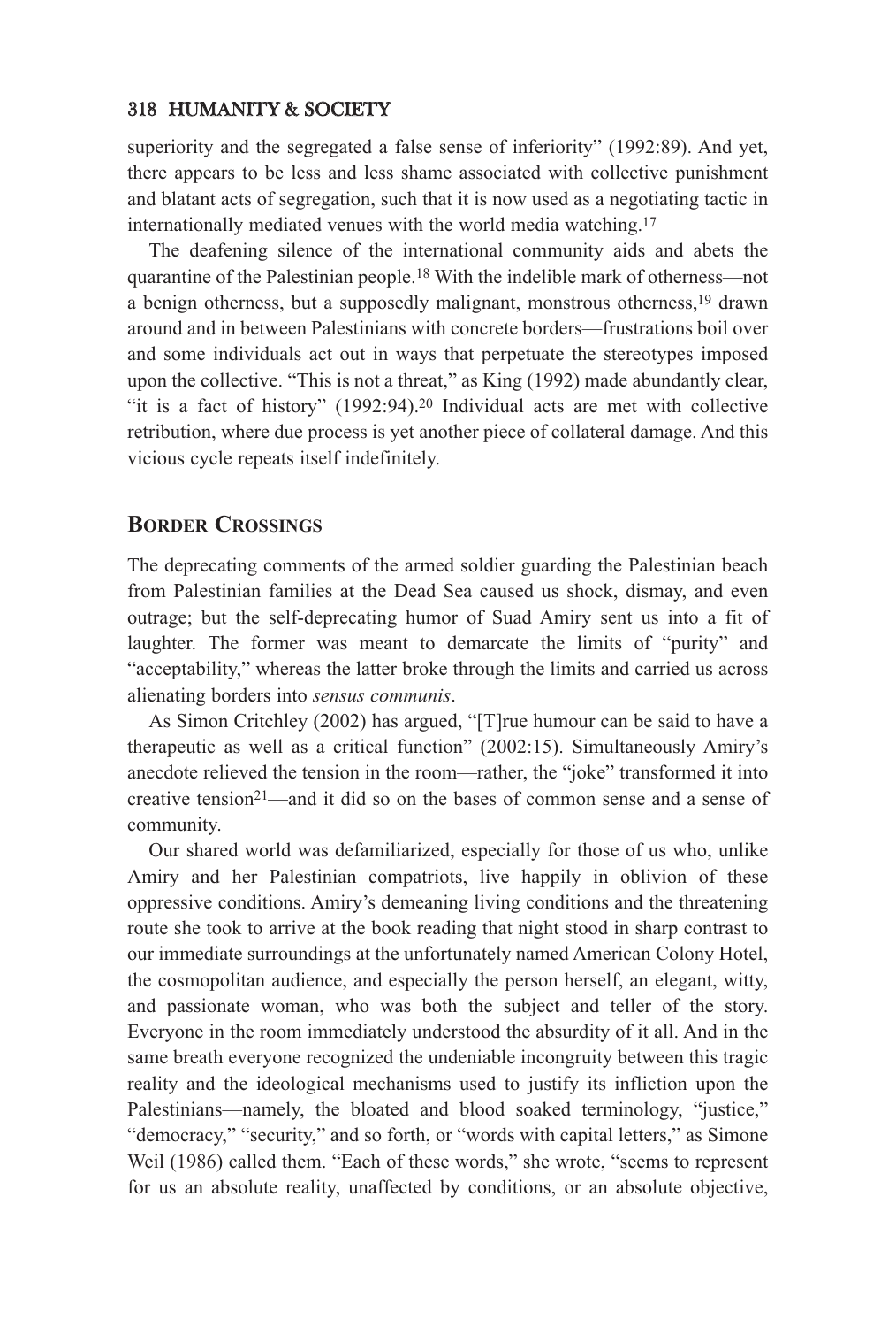superiority and the segregated a false sense of inferiority" (1992:89). And yet, there appears to be less and less shame associated with collective punishment and blatant acts of segregation, such that it is now used as a negotiating tactic in internationally mediated venues with the world media watching.[17]

The deafening silence of the international community aids and abets the quarantine of the Palestinian people.[18] With the indelible mark of otherness—not a benign otherness, but a supposedly malignant, monstrous otherness,[19] drawn around and in between Palestinians with concrete borders—frustrations boil over and some individuals act out in ways that perpetuate the stereotypes imposed upon the collective. "This is not a threat," as King (1992) made abundantly clear, "it is a fact of history" (1992:94).[20] Individual acts are met with collective retribution, where due process is yet another piece of collateral damage. And this vicious cycle repeats itself indefinitely.

## Border Crossings

The deprecating comments of the armed soldier guarding the Palestinian beach from Palestinian families at the Dead Sea caused us shock, dismay, and even outrage; but the self-deprecating humor of Suad Amiry sent us into a fit of laughter. The former was meant to demarcate the limits of "purity" and "acceptability," whereas the latter broke through the limits and carried us across alienating borders into *sensus communis*.

As Simon Critchley (2002) has argued, "[T]rue humour can be said to have a therapeutic as well as a critical function" (2002:15). Simultaneously Amiry's anecdote relieved the tension in the room—rather, the "joke" transformed it into creative tension[21]—and it did so on the bases of common sense and a sense of community.

Our shared world was defamiliarized, especially for those of us who, unlike Amiry and her Palestinian compatriots, live happily in oblivion of these oppressive conditions. Amiry's demeaning living conditions and the threatening route she took to arrive at the book reading that night stood in sharp contrast to our immediate surroundings at the unfortunately named American Colony Hotel, the cosmopolitan audience, and especially the person herself, an elegant, witty, and passionate woman, who was both the subject and teller of the story. Everyone in the room immediately understood the absurdity of it all. And in the same breath everyone recognized the undeniable incongruity between this tragic reality and the ideological mechanisms used to justify its infliction upon the Palestinians—namely, the bloated and blood soaked terminology, "justice," "democracy," "security," and so forth, or "words with capital letters," as Simone Weil (1986) called them. "Each of these words," she wrote, "seems to represent for us an absolute reality, unaffected by conditions, or an absolute objective,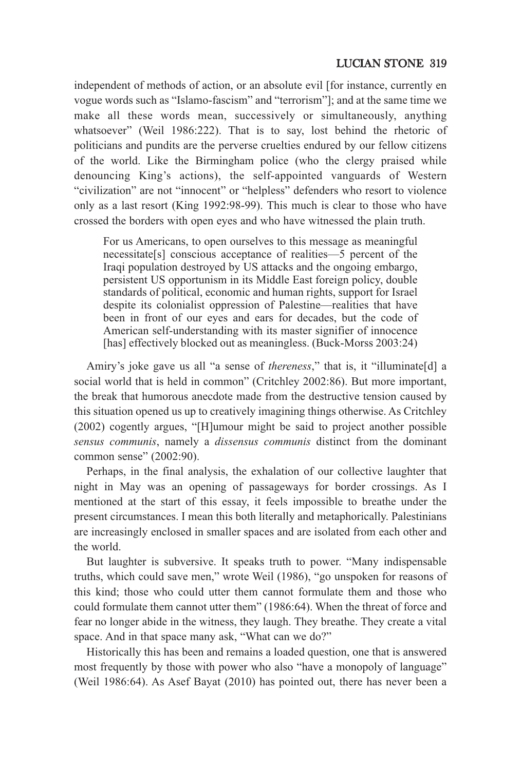independent of methods of action, or an absolute evil [for instance, currently en vogue words such as "Islamo-fascism" and "terrorism"]; and at the same time we make all these words mean, successively or simultaneously, anything whatsoever" (Weil 1986:222). That is to say, lost behind the rhetoric of politicians and pundits are the perverse cruelties endured by our fellow citizens of the world. Like the Birmingham police (who the clergy praised while denouncing King's actions), the self-appointed vanguards of Western "civilization" are not "innocent" or "helpless" defenders who resort to violence only as a last resort (King 1992:98-99). This much is clear to those who have crossed the borders with open eyes and who have witnessed the plain truth.

> For us Americans, to open ourselves to this message as meaningful necessitate[s] conscious acceptance of realities—5 percent of the Iraqi population destroyed by US attacks and the ongoing embargo, persistent US opportunism in its Middle East foreign policy, double standards of political, economic and human rights, support for Israel despite its colonialist oppression of Palestine—realities that have been in front of our eyes and ears for decades, but the code of American self-understanding with its master signifier of innocence [has] effectively blocked out as meaningless. (Buck-Morss 2003:24)

Amiry's joke gave us all "a sense of *thereness*," that is, it "illuminate[d] a social world that is held in common" (Critchley 2002:86). But more important, the break that humorous anecdote made from the destructive tension caused by this situation opened us up to creatively imagining things otherwise. As Critchley (2002) cogently argues, "[H]umour might be said to project another possible *sensus communis*, namely a *dissensus communis* distinct from the dominant common sense" (2002:90).

Perhaps, in the final analysis, the exhalation of our collective laughter that night in May was an opening of passageways for border crossings. As I mentioned at the start of this essay, it feels impossible to breathe under the present circumstances. I mean this both literally and metaphorically. Palestinians are increasingly enclosed in smaller spaces and are isolated from each other and the world.

But laughter is subversive. It speaks truth to power. "Many indispensable truths, which could save men," wrote Weil (1986), "go unspoken for reasons of this kind; those who could utter them cannot formulate them and those who could formulate them cannot utter them" (1986:64). When the threat of force and fear no longer abide in the witness, they laugh. They breathe. They create a vital space. And in that space many ask, "What can we do?"

Historically this has been and remains a loaded question, one that is answered most frequently by those with power who also "have a monopoly of language" (Weil 1986:64). As Asef Bayat (2010) has pointed out, there has never been a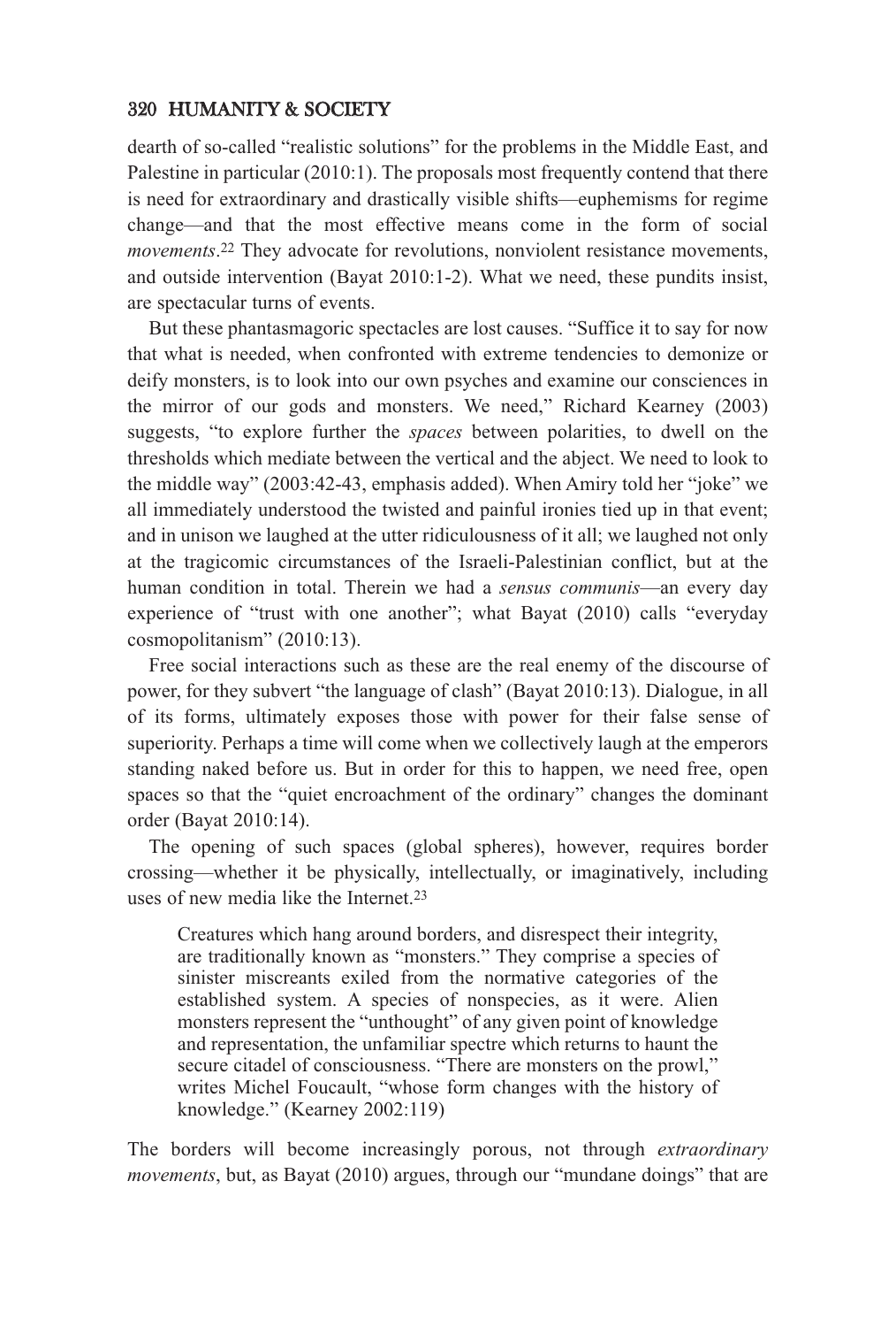dearth of so-called "realistic solutions" for the problems in the Middle East, and Palestine in particular (2010:1). The proposals most frequently contend that there is need for extraordinary and drastically visible shifts—euphemisms for regime change—and that the most effective means come in the form of social *movements*.[22] They advocate for revolutions, nonviolent resistance movements, and outside intervention (Bayat 2010:1-2). What we need, these pundits insist, are spectacular turns of events.

But these phantasmagoric spectacles are lost causes. "Suffice it to say for now that what is needed, when confronted with extreme tendencies to demonize or deify monsters, is to look into our own psyches and examine our consciences in the mirror of our gods and monsters. We need," Richard Kearney (2003) suggests, "to explore further the *spaces* between polarities, to dwell on the thresholds which mediate between the vertical and the abject. We need to look to the middle way" (2003:42-43, emphasis added). When Amiry told her "joke" we all immediately understood the twisted and painful ironies tied up in that event; and in unison we laughed at the utter ridiculousness of it all; we laughed not only at the tragicomic circumstances of the Israeli-Palestinian conflict, but at the human condition in total. Therein we had a *sensus communis*—an every day experience of "trust with one another"; what Bayat (2010) calls "everyday cosmopolitanism" (2010:13).

Free social interactions such as these are the real enemy of the discourse of power, for they subvert "the language of clash" (Bayat 2010:13). Dialogue, in all of its forms, ultimately exposes those with power for their false sense of superiority. Perhaps a time will come when we collectively laugh at the emperors standing naked before us. But in order for this to happen, we need free, open spaces so that the "quiet encroachment of the ordinary" changes the dominant order (Bayat 2010:14).

The opening of such spaces (global spheres), however, requires border crossing—whether it be physically, intellectually, or imaginatively, including uses of new media like the Internet.[23]

> Creatures which hang around borders, and disrespect their integrity, are traditionally known as "monsters." They comprise a species of sinister miscreants exiled from the normative categories of the established system. A species of nonspecies, as it were. Alien monsters represent the "unthought" of any given point of knowledge and representation, the unfamiliar spectre which returns to haunt the secure citadel of consciousness. "There are monsters on the prowl," writes Michel Foucault, "whose form changes with the history of knowledge." (Kearney 2002:119)

The borders will become increasingly porous, not through *extraordinary movements*, but, as Bayat (2010) argues, through our "mundane doings" that are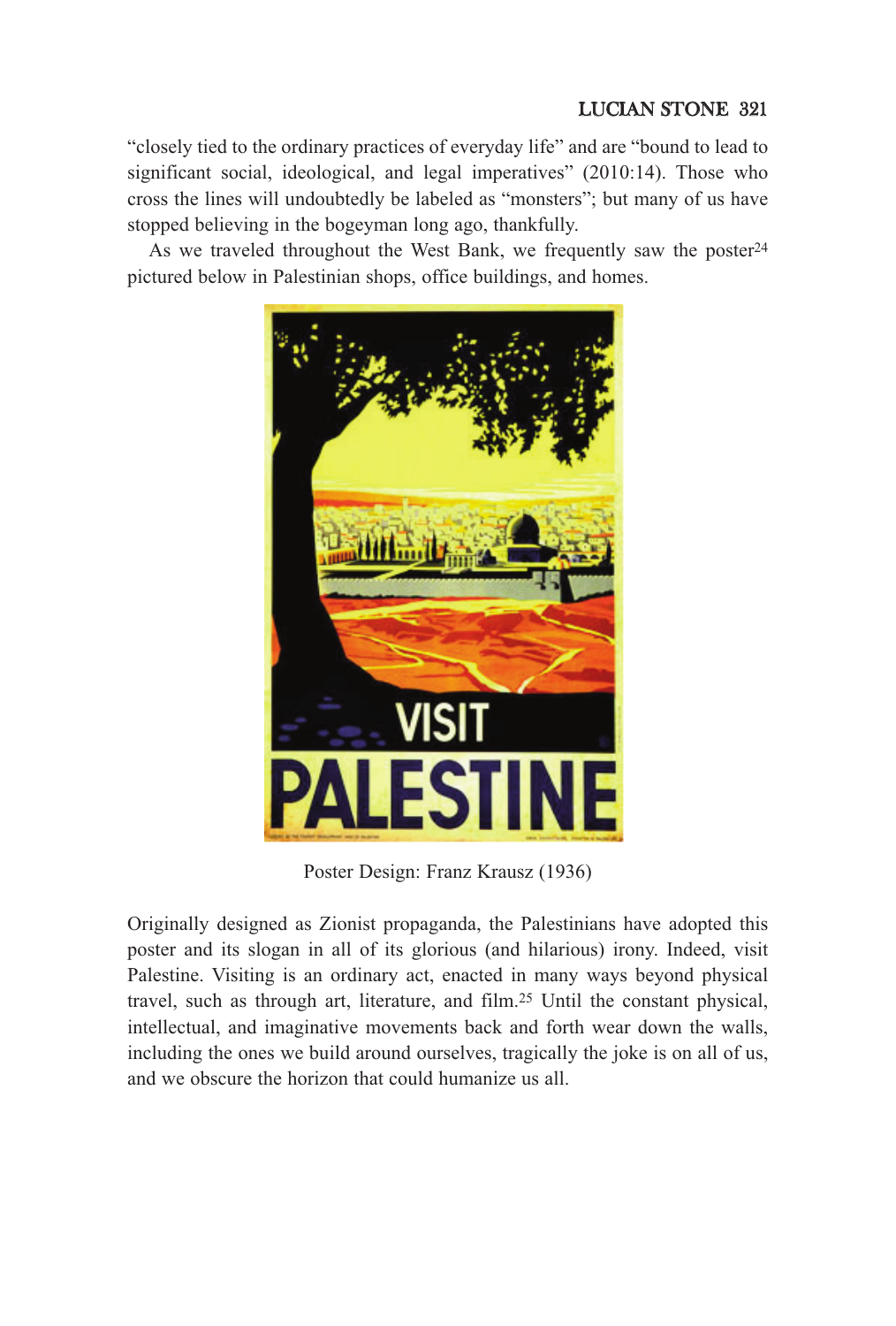"closely tied to the ordinary practices of everyday life" and are "bound to lead to significant social, ideological, and legal imperatives" (2010:14). Those who cross the lines will undoubtedly be labeled as "monsters"; but many of us have stopped believing in the bogeyman long ago, thankfully.

As we traveled throughout the West Bank, we frequently saw the poster[24] pictured below in Palestinian shops, office buildings, and homes.

Poster Design: Franz Krausz (1936)

Originally designed as Zionist propaganda, the Palestinians have adopted this poster and its slogan in all of its glorious (and hilarious) irony. Indeed, visit Palestine. Visiting is an ordinary act, enacted in many ways beyond physical travel, such as through art, literature, and film.[25] Until the constant physical, intellectual, and imaginative movements back and forth wear down the walls, including the ones we build around ourselves, tragically the joke is on all of us, and we obscure the horizon that could humanize us all.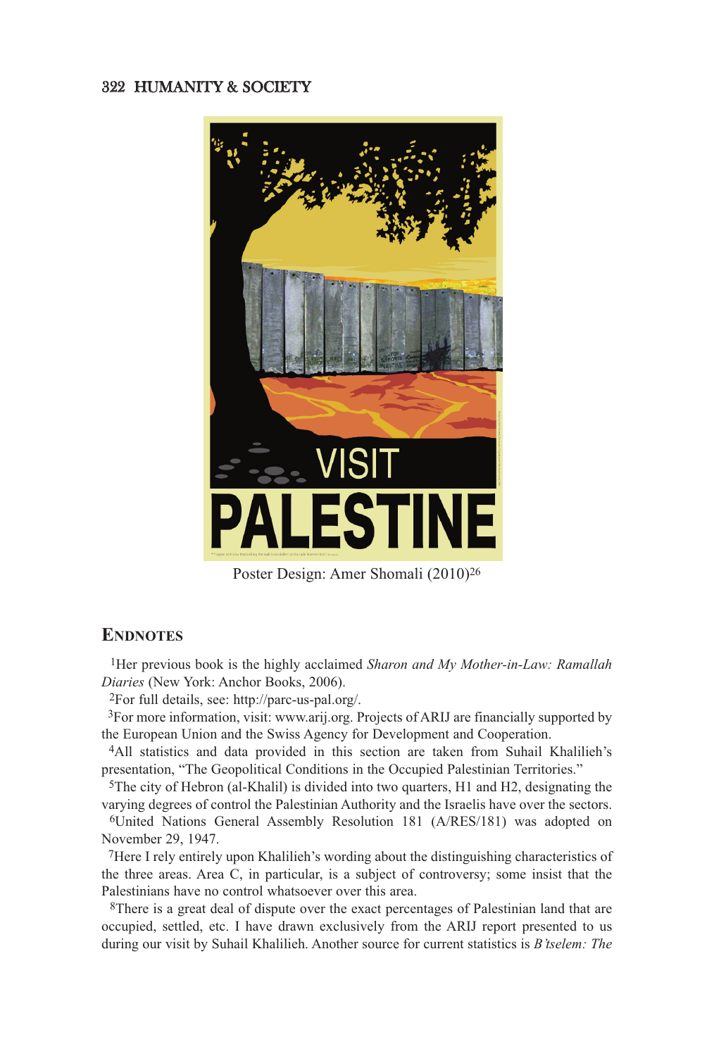Poster Design: Amer Shomali (2010)[26]

## Endnotes

[1]Her previous book is the highly acclaimed *Sharon and My Mother-in-Law: Ramallah Diaries* (New York: Anchor Books, 2006).

[2]For full details, see: http://parc-us-pal.org/.

[3]For more information, visit: www.arij.org. Projects of ARIJ are financially supported by the European Union and the Swiss Agency for Development and Cooperation.

[4]All statistics and data provided in this section are taken from Suhail Khalilieh's presentation, "The Geopolitical Conditions in the Occupied Palestinian Territories."

[5]The city of Hebron (al-Khalil) is divided into two quarters, H1 and H2, designating the varying degrees of control the Palestinian Authority and the Israelis have over the sectors.

[6]United Nations General Assembly Resolution 181 (A/RES/181) was adopted on November 29, 1947.

[7]Here I rely entirely upon Khalilieh's wording about the distinguishing characteristics of the three areas. Area C, in particular, is a subject of controversy; some insist that the Palestinians have no control whatsoever over this area.

[8]There is a great deal of dispute over the exact percentages of Palestinian land that are occupied, settled, etc. I have drawn exclusively from the ARIJ report presented to us during our visit by Suhail Khalilieh. Another source for current statistics is *B'tselem: The*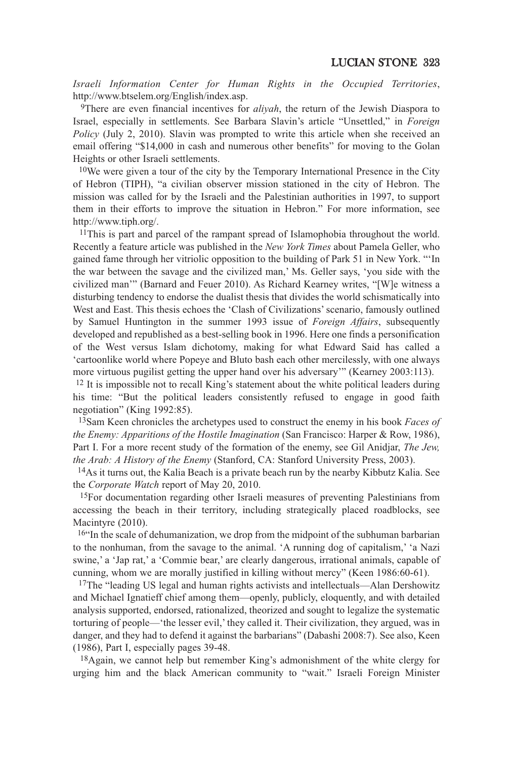*Israeli Information Center for Human Rights in the Occupied Territories*, http://www.btselem.org/English/index.asp.

[9]There are even financial incentives for *aliyah*, the return of the Jewish Diaspora to Israel, especially in settlements. See Barbara Slavin's article "Unsettled," in *Foreign Policy* (July 2, 2010). Slavin was prompted to write this article when she received an email offering "$14,000 in cash and numerous other benefits" for moving to the Golan Heights or other Israeli settlements.

[10]We were given a tour of the city by the Temporary International Presence in the City of Hebron (TIPH), "a civilian observer mission stationed in the city of Hebron. The mission was called for by the Israeli and the Palestinian authorities in 1997, to support them in their efforts to improve the situation in Hebron." For more information, see http://www.tiph.org/.

[11]This is part and parcel of the rampant spread of Islamophobia throughout the world. Recently a feature article was published in the *New York Times* about Pamela Geller, who gained fame through her vitriolic opposition to the building of Park 51 in New York. "'In the war between the savage and the civilized man,' Ms. Geller says, 'you side with the civilized man'" (Barnard and Feuer 2010). As Richard Kearney writes, "[W]e witness a disturbing tendency to endorse the dualist thesis that divides the world schismatically into West and East. This thesis echoes the 'Clash of Civilizations' scenario, famously outlined by Samuel Huntington in the summer 1993 issue of *Foreign Affairs*, subsequently developed and republished as a best-selling book in 1996. Here one finds a personification of the West versus Islam dichotomy, making for what Edward Said has called a 'cartoonlike world where Popeye and Bluto bash each other mercilessly, with one always more virtuous pugilist getting the upper hand over his adversary'" (Kearney 2003:113).

[12] It is impossible not to recall King's statement about the white political leaders during his time: "But the political leaders consistently refused to engage in good faith negotiation" (King 1992:85).

[13]Sam Keen chronicles the archetypes used to construct the enemy in his book *Faces of the Enemy: Apparitions of the Hostile Imagination* (San Francisco: Harper & Row, 1986), Part I. For a more recent study of the formation of the enemy, see Gil Anidjar, *The Jew, the Arab: A History of the Enemy* (Stanford, CA: Stanford University Press, 2003).

[14]As it turns out, the Kalia Beach is a private beach run by the nearby Kibbutz Kalia. See the *Corporate Watch* report of May 20, 2010.

[15]For documentation regarding other Israeli measures of preventing Palestinians from accessing the beach in their territory, including strategically placed roadblocks, see Macintyre (2010).

[16]"In the scale of dehumanization, we drop from the midpoint of the subhuman barbarian to the nonhuman, from the savage to the animal. 'A running dog of capitalism,' 'a Nazi swine,' a 'Jap rat,' a 'Commie bear,' are clearly dangerous, irrational animals, capable of cunning, whom we are morally justified in killing without mercy" (Keen 1986:60-61).

[17]The "leading US legal and human rights activists and intellectuals—Alan Dershowitz and Michael Ignatieff chief among them—openly, publicly, eloquently, and with detailed analysis supported, endorsed, rationalized, theorized and sought to legalize the systematic torturing of people—'the lesser evil,' they called it. Their civilization, they argued, was in danger, and they had to defend it against the barbarians" (Dabashi 2008:7). See also, Keen (1986), Part I, especially pages 39-48.

[18]Again, we cannot help but remember King's admonishment of the white clergy for urging him and the black American community to "wait." Israeli Foreign Minister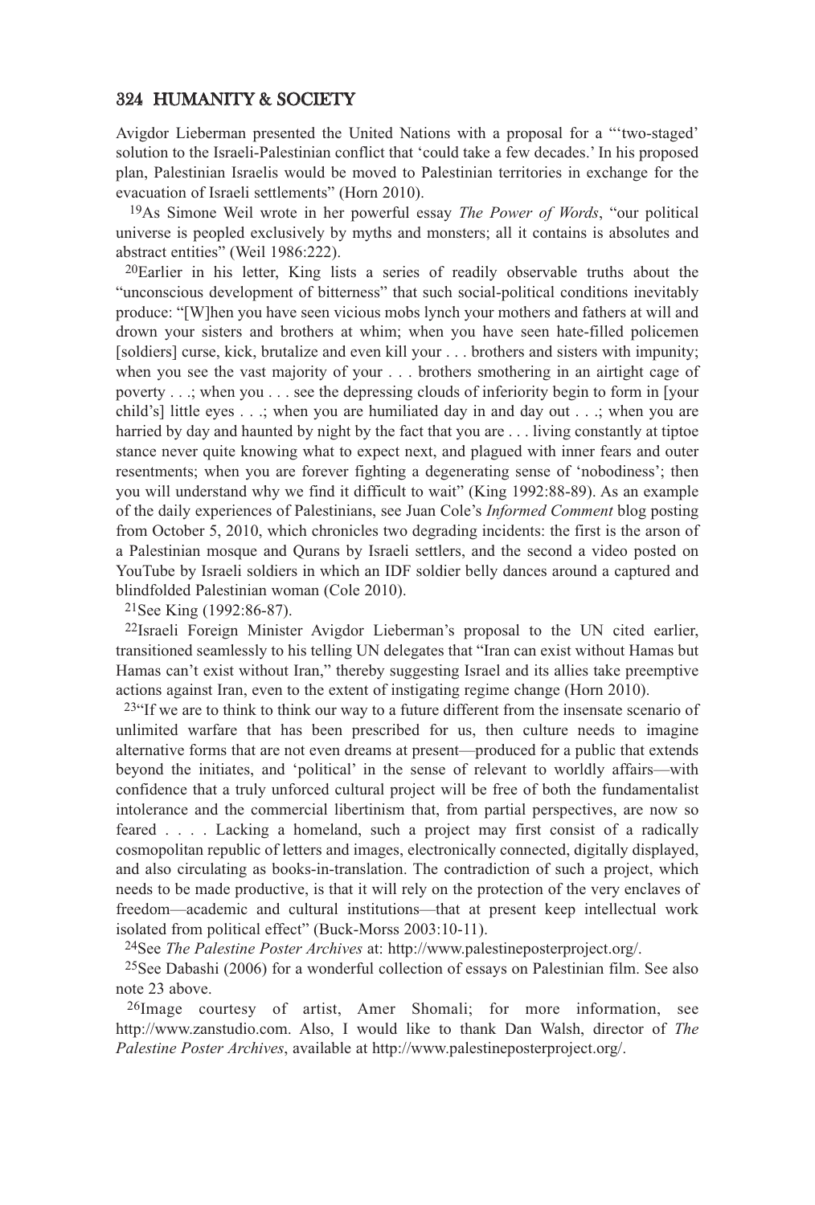Avigdor Lieberman presented the United Nations with a proposal for a "'two-staged' solution to the Israeli-Palestinian conflict that 'could take a few decades.' In his proposed plan, Palestinian Israelis would be moved to Palestinian territories in exchange for the evacuation of Israeli settlements" (Horn 2010).

[19]As Simone Weil wrote in her powerful essay *The Power of Words*, "our political universe is peopled exclusively by myths and monsters; all it contains is absolutes and abstract entities" (Weil 1986:222).

[20]Earlier in his letter, King lists a series of readily observable truths about the "unconscious development of bitterness" that such social-political conditions inevitably produce: "[W]hen you have seen vicious mobs lynch your mothers and fathers at will and drown your sisters and brothers at whim; when you have seen hate-filled policemen [soldiers] curse, kick, brutalize and even kill your . . . brothers and sisters with impunity; when you see the vast majority of your . . . brothers smothering in an airtight cage of poverty . . .; when you . . . see the depressing clouds of inferiority begin to form in [your child's] little eyes . . .; when you are humiliated day in and day out . . .; when you are harried by day and haunted by night by the fact that you are . . . living constantly at tiptoe stance never quite knowing what to expect next, and plagued with inner fears and outer resentments; when you are forever fighting a degenerating sense of 'nobodiness'; then you will understand why we find it difficult to wait" (King 1992:88-89). As an example of the daily experiences of Palestinians, see Juan Cole's *Informed Comment* blog posting from October 5, 2010, which chronicles two degrading incidents: the first is the arson of a Palestinian mosque and Qurans by Israeli settlers, and the second a video posted on YouTube by Israeli soldiers in which an IDF soldier belly dances around a captured and blindfolded Palestinian woman (Cole 2010).

[21]See King (1992:86-87).

[22]Israeli Foreign Minister Avigdor Lieberman's proposal to the UN cited earlier, transitioned seamlessly to his telling UN delegates that "Iran can exist without Hamas but Hamas can't exist without Iran," thereby suggesting Israel and its allies take preemptive actions against Iran, even to the extent of instigating regime change (Horn 2010).

[23]"If we are to think to think our way to a future different from the insensate scenario of unlimited warfare that has been prescribed for us, then culture needs to imagine alternative forms that are not even dreams at present—produced for a public that extends beyond the initiates, and 'political' in the sense of relevant to worldly affairs—with confidence that a truly unforced cultural project will be free of both the fundamentalist intolerance and the commercial libertinism that, from partial perspectives, are now so feared . . . . Lacking a homeland, such a project may first consist of a radically cosmopolitan republic of letters and images, electronically connected, digitally displayed, and also circulating as books-in-translation. The contradiction of such a project, which needs to be made productive, is that it will rely on the protection of the very enclaves of freedom—academic and cultural institutions—that at present keep intellectual work isolated from political effect" (Buck-Morss 2003:10-11).

[24]See *The Palestine Poster Archives* at: http://www.palestineposterproject.org/.

[25]See Dabashi (2006) for a wonderful collection of essays on Palestinian film. See also note 23 above.

[26]Image courtesy of artist, Amer Shomali; for more information, see http://www.zanstudio.com. Also, I would like to thank Dan Walsh, director of *The Palestine Poster Archives*, available at http://www.palestineposterproject.org/.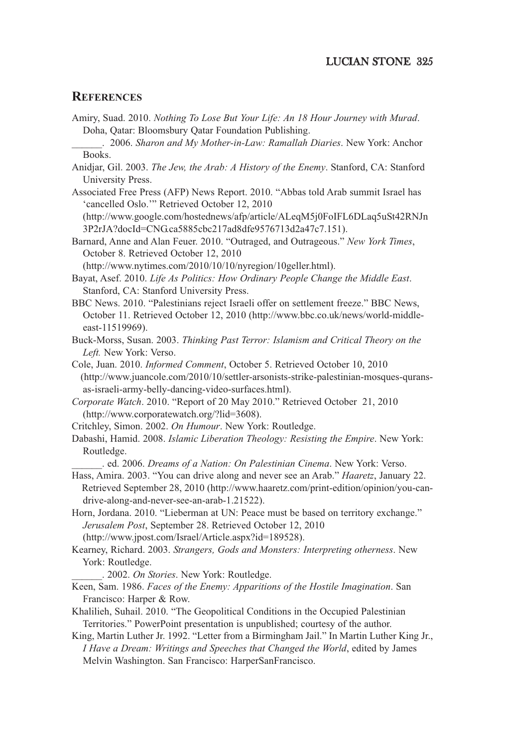## References

Amiry, Suad. 2010. *Nothing To Lose But Your Life: An 18 Hour Journey with Murad*. Doha, Qatar: Bloomsbury Qatar Foundation Publishing.

______. 2006. *Sharon and My Mother-in-Law: Ramallah Diaries*. New York: Anchor Books.

Anidjar, Gil. 2003. *The Jew, the Arab: A History of the Enemy*. Stanford, CA: Stanford University Press.

Associated Free Press (AFP) News Report. 2010. "Abbas told Arab summit Israel has 'cancelled Oslo.'" Retrieved October 12, 2010 (http://www.google.com/hostednews/afp/article/ALeqM5j0FoIFL6DLaq5uSt42RNJn3P2rJA?docId=CNG.ca5885cbc217ad8dfe9576713d2a47c7.151).

Barnard, Anne and Alan Feuer. 2010. "Outraged, and Outrageous." *New York Times*, October 8. Retrieved October 12, 2010 (http://www.nytimes.com/2010/10/10/nyregion/10geller.html).

Bayat, Asef. 2010. *Life As Politics: How Ordinary People Change the Middle East*. Stanford, CA: Stanford University Press.

BBC News. 2010. "Palestinians reject Israeli offer on settlement freeze." BBC News, October 11. Retrieved October 12, 2010 (http://www.bbc.co.uk/news/world-middle-east-11519969).

Buck-Morss, Susan. 2003. *Thinking Past Terror: Islamism and Critical Theory on the Left.* New York: Verso.

Cole, Juan. 2010. *Informed Comment*, October 5. Retrieved October 10, 2010 (http://www.juancole.com/2010/10/settler-arsonists-strike-palestinian-mosques-qurans-as-israeli-army-belly-dancing-video-surfaces.html).

*Corporate Watch*. 2010. "Report of 20 May 2010." Retrieved October 21, 2010 (http://www.corporatewatch.org/?lid=3608).

Critchley, Simon. 2002. *On Humour*. New York: Routledge.

Dabashi, Hamid. 2008. *Islamic Liberation Theology: Resisting the Empire*. New York: Routledge.

______. ed. 2006. *Dreams of a Nation: On Palestinian Cinema*. New York: Verso.

Hass, Amira. 2003. "You can drive along and never see an Arab." *Haaretz*, January 22. Retrieved September 28, 2010 (http://www.haaretz.com/print-edition/opinion/you-can-drive-along-and-never-see-an-arab-1.21522).

Horn, Jordana. 2010. "Lieberman at UN: Peace must be based on territory exchange." *Jerusalem Post*, September 28. Retrieved October 12, 2010 (http://www.jpost.com/Israel/Article.aspx?id=189528).

Kearney, Richard. 2003. *Strangers, Gods and Monsters: Interpreting otherness*. New York: Routledge.

______. 2002. *On Stories*. New York: Routledge.

Keen, Sam. 1986. *Faces of the Enemy: Apparitions of the Hostile Imagination*. San Francisco: Harper & Row.

Khalilieh, Suhail. 2010. "The Geopolitical Conditions in the Occupied Palestinian Territories." PowerPoint presentation is unpublished; courtesy of the author.

King, Martin Luther Jr. 1992. "Letter from a Birmingham Jail." In Martin Luther King Jr., *I Have a Dream: Writings and Speeches that Changed the World*, edited by James Melvin Washington. San Francisco: HarperSanFrancisco.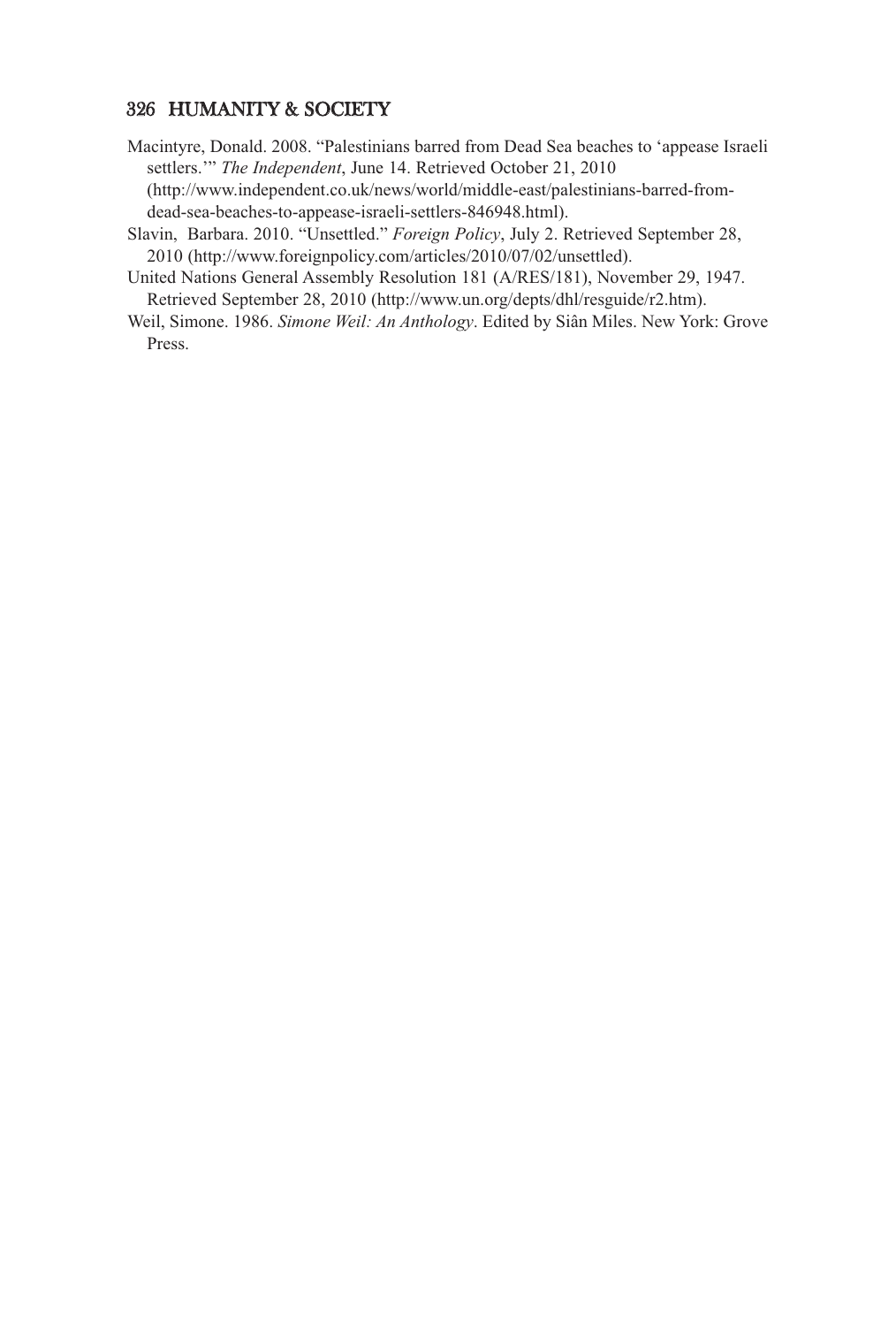Macintyre, Donald. 2008. "Palestinians barred from Dead Sea beaches to 'appease Israeli settlers.'" *The Independent*, June 14. Retrieved October 21, 2010 (http://www.independent.co.uk/news/world/middle-east/palestinians-barred-from-dead-sea-beaches-to-appease-israeli-settlers-846948.html).

Slavin, Barbara. 2010. "Unsettled." *Foreign Policy*, July 2. Retrieved September 28, 2010 (http://www.foreignpolicy.com/articles/2010/07/02/unsettled).

United Nations General Assembly Resolution 181 (A/RES/181), November 29, 1947. Retrieved September 28, 2010 (http://www.un.org/depts/dhl/resguide/r2.htm).

Weil, Simone. 1986. *Simone Weil: An Anthology*. Edited by Siân Miles. New York: Grove Press.